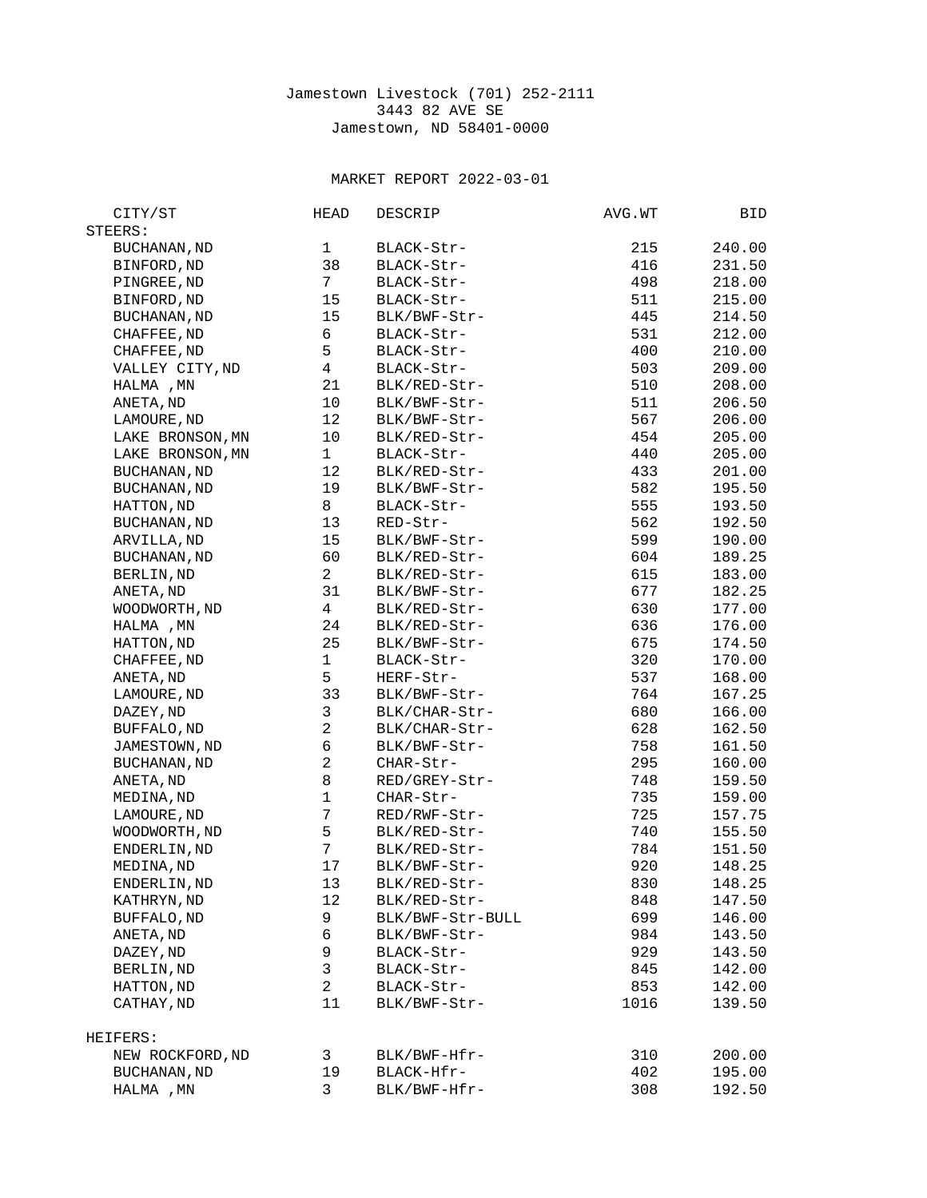Jamestown Livestock (701) 252-2111
3443 82 AVE SE
Jamestown, ND 58401-0000

## MARKET REPORT 2022-03-01

| CITY/ST | HEAD | DESCRIP | AVG.WT | BID |
|---|---|---|---|---|
| **STEERS:** | | | | |
| BUCHANAN,ND | 1 | BLACK-Str- | 215 | 240.00 |
| BINFORD,ND | 38 | BLACK-Str- | 416 | 231.50 |
| PINGREE,ND | 7 | BLACK-Str- | 498 | 218.00 |
| BINFORD,ND | 15 | BLACK-Str- | 511 | 215.00 |
| BUCHANAN,ND | 15 | BLK/BWF-Str- | 445 | 214.50 |
| CHAFFEE,ND | 6 | BLACK-Str- | 531 | 212.00 |
| CHAFFEE,ND | 5 | BLACK-Str- | 400 | 210.00 |
| VALLEY CITY,ND | 4 | BLACK-Str- | 503 | 209.00 |
| HALMA ,MN | 21 | BLK/RED-Str- | 510 | 208.00 |
| ANETA,ND | 10 | BLK/BWF-Str- | 511 | 206.50 |
| LAMOURE,ND | 12 | BLK/BWF-Str- | 567 | 206.00 |
| LAKE BRONSON,MN | 10 | BLK/RED-Str- | 454 | 205.00 |
| LAKE BRONSON,MN | 1 | BLACK-Str- | 440 | 205.00 |
| BUCHANAN,ND | 12 | BLK/RED-Str- | 433 | 201.00 |
| BUCHANAN,ND | 19 | BLK/BWF-Str- | 582 | 195.50 |
| HATTON,ND | 8 | BLACK-Str- | 555 | 193.50 |
| BUCHANAN,ND | 13 | RED-Str- | 562 | 192.50 |
| ARVILLA,ND | 15 | BLK/BWF-Str- | 599 | 190.00 |
| BUCHANAN,ND | 60 | BLK/RED-Str- | 604 | 189.25 |
| BERLIN,ND | 2 | BLK/RED-Str- | 615 | 183.00 |
| ANETA,ND | 31 | BLK/BWF-Str- | 677 | 182.25 |
| WOODWORTH,ND | 4 | BLK/RED-Str- | 630 | 177.00 |
| HALMA ,MN | 24 | BLK/RED-Str- | 636 | 176.00 |
| HATTON,ND | 25 | BLK/BWF-Str- | 675 | 174.50 |
| CHAFFEE,ND | 1 | BLACK-Str- | 320 | 170.00 |
| ANETA,ND | 5 | HERF-Str- | 537 | 168.00 |
| LAMOURE,ND | 33 | BLK/BWF-Str- | 764 | 167.25 |
| DAZEY,ND | 3 | BLK/CHAR-Str- | 680 | 166.00 |
| BUFFALO,ND | 2 | BLK/CHAR-Str- | 628 | 162.50 |
| JAMESTOWN,ND | 6 | BLK/BWF-Str- | 758 | 161.50 |
| BUCHANAN,ND | 2 | CHAR-Str- | 295 | 160.00 |
| ANETA,ND | 8 | RED/GREY-Str- | 748 | 159.50 |
| MEDINA,ND | 1 | CHAR-Str- | 735 | 159.00 |
| LAMOURE,ND | 7 | RED/RWF-Str- | 725 | 157.75 |
| WOODWORTH,ND | 5 | BLK/RED-Str- | 740 | 155.50 |
| ENDERLIN,ND | 7 | BLK/RED-Str- | 784 | 151.50 |
| MEDINA,ND | 17 | BLK/BWF-Str- | 920 | 148.25 |
| ENDERLIN,ND | 13 | BLK/RED-Str- | 830 | 148.25 |
| KATHRYN,ND | 12 | BLK/RED-Str- | 848 | 147.50 |
| BUFFALO,ND | 9 | BLK/BWF-Str-BULL | 699 | 146.00 |
| ANETA,ND | 6 | BLK/BWF-Str- | 984 | 143.50 |
| DAZEY,ND | 9 | BLACK-Str- | 929 | 143.50 |
| BERLIN,ND | 3 | BLACK-Str- | 845 | 142.00 |
| HATTON,ND | 2 | BLACK-Str- | 853 | 142.00 |
| CATHAY,ND | 11 | BLK/BWF-Str- | 1016 | 139.50 |
| **HEIFERS:** | | | | |
| NEW ROCKFORD,ND | 3 | BLK/BWF-Hfr- | 310 | 200.00 |
| BUCHANAN,ND | 19 | BLACK-Hfr- | 402 | 195.00 |
| HALMA ,MN | 3 | BLK/BWF-Hfr- | 308 | 192.50 |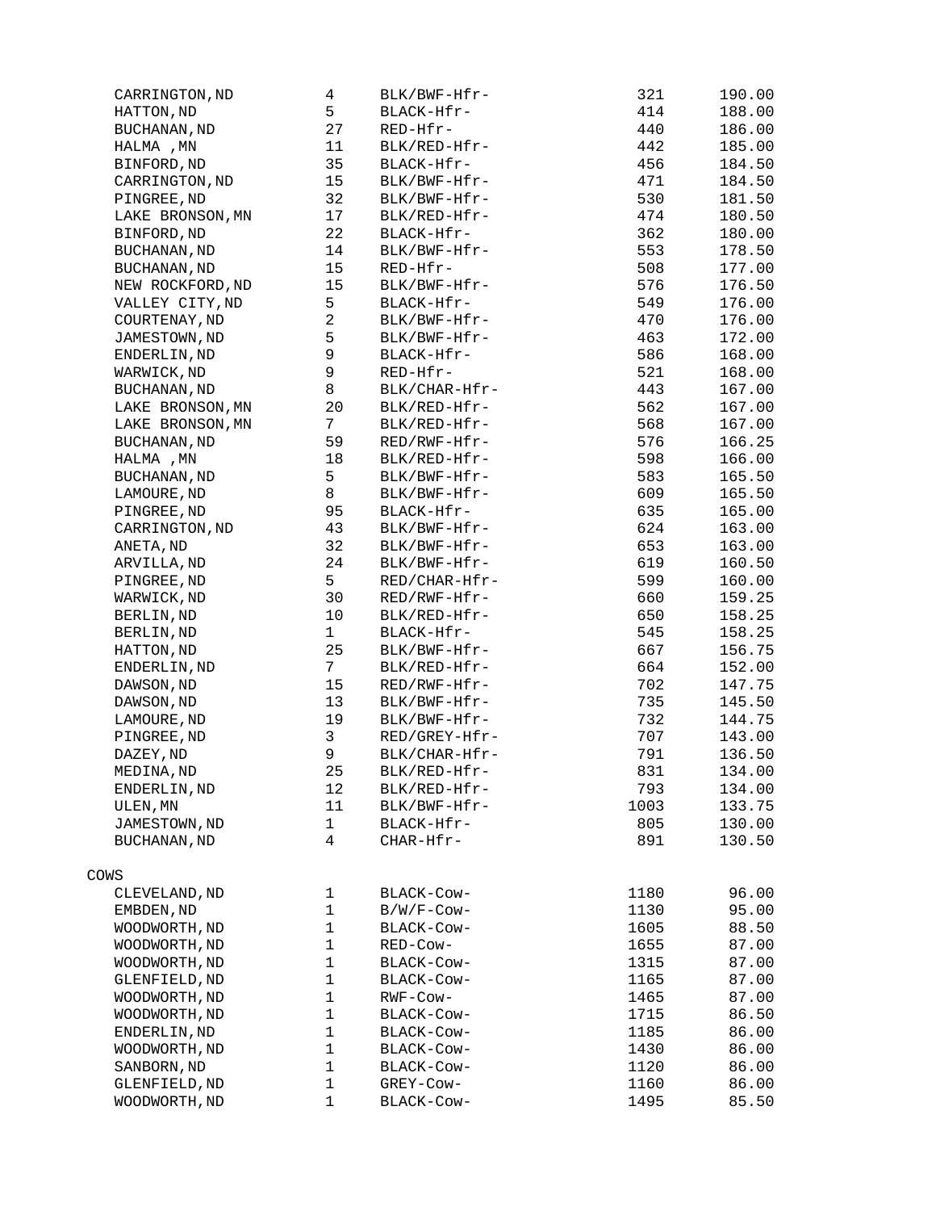| | | | | |
|---|---|---|---|---|
| CARRINGTON,ND | 4 | BLK/BWF-Hfr- | 321 | 190.00 |
| HATTON,ND | 5 | BLACK-Hfr- | 414 | 188.00 |
| BUCHANAN,ND | 27 | RED-Hfr- | 440 | 186.00 |
| HALMA ,MN | 11 | BLK/RED-Hfr- | 442 | 185.00 |
| BINFORD,ND | 35 | BLACK-Hfr- | 456 | 184.50 |
| CARRINGTON,ND | 15 | BLK/BWF-Hfr- | 471 | 184.50 |
| PINGREE,ND | 32 | BLK/BWF-Hfr- | 530 | 181.50 |
| LAKE BRONSON,MN | 17 | BLK/RED-Hfr- | 474 | 180.50 |
| BINFORD,ND | 22 | BLACK-Hfr- | 362 | 180.00 |
| BUCHANAN,ND | 14 | BLK/BWF-Hfr- | 553 | 178.50 |
| BUCHANAN,ND | 15 | RED-Hfr- | 508 | 177.00 |
| NEW ROCKFORD,ND | 15 | BLK/BWF-Hfr- | 576 | 176.50 |
| VALLEY CITY,ND | 5 | BLACK-Hfr- | 549 | 176.00 |
| COURTENAY,ND | 2 | BLK/BWF-Hfr- | 470 | 176.00 |
| JAMESTOWN,ND | 5 | BLK/BWF-Hfr- | 463 | 172.00 |
| ENDERLIN,ND | 9 | BLACK-Hfr- | 586 | 168.00 |
| WARWICK,ND | 9 | RED-Hfr- | 521 | 168.00 |
| BUCHANAN,ND | 8 | BLK/CHAR-Hfr- | 443 | 167.00 |
| LAKE BRONSON,MN | 20 | BLK/RED-Hfr- | 562 | 167.00 |
| LAKE BRONSON,MN | 7 | BLK/RED-Hfr- | 568 | 167.00 |
| BUCHANAN,ND | 59 | RED/RWF-Hfr- | 576 | 166.25 |
| HALMA ,MN | 18 | BLK/RED-Hfr- | 598 | 166.00 |
| BUCHANAN,ND | 5 | BLK/BWF-Hfr- | 583 | 165.50 |
| LAMOURE,ND | 8 | BLK/BWF-Hfr- | 609 | 165.50 |
| PINGREE,ND | 95 | BLACK-Hfr- | 635 | 165.00 |
| CARRINGTON,ND | 43 | BLK/BWF-Hfr- | 624 | 163.00 |
| ANETA,ND | 32 | BLK/BWF-Hfr- | 653 | 163.00 |
| ARVILLA,ND | 24 | BLK/BWF-Hfr- | 619 | 160.50 |
| PINGREE,ND | 5 | RED/CHAR-Hfr- | 599 | 160.00 |
| WARWICK,ND | 30 | RED/RWF-Hfr- | 660 | 159.25 |
| BERLIN,ND | 10 | BLK/RED-Hfr- | 650 | 158.25 |
| BERLIN,ND | 1 | BLACK-Hfr- | 545 | 158.25 |
| HATTON,ND | 25 | BLK/BWF-Hfr- | 667 | 156.75 |
| ENDERLIN,ND | 7 | BLK/RED-Hfr- | 664 | 152.00 |
| DAWSON,ND | 15 | RED/RWF-Hfr- | 702 | 147.75 |
| DAWSON,ND | 13 | BLK/BWF-Hfr- | 735 | 145.50 |
| LAMOURE,ND | 19 | BLK/BWF-Hfr- | 732 | 144.75 |
| PINGREE,ND | 3 | RED/GREY-Hfr- | 707 | 143.00 |
| DAZEY,ND | 9 | BLK/CHAR-Hfr- | 791 | 136.50 |
| MEDINA,ND | 25 | BLK/RED-Hfr- | 831 | 134.00 |
| ENDERLIN,ND | 12 | BLK/RED-Hfr- | 793 | 134.00 |
| ULEN,MN | 11 | BLK/BWF-Hfr- | 1003 | 133.75 |
| JAMESTOWN,ND | 1 | BLACK-Hfr- | 805 | 130.00 |
| BUCHANAN,ND | 4 | CHAR-Hfr- | 891 | 130.50 |

COWS

| | | | | |
|---|---|---|---|---|
| CLEVELAND,ND | 1 | BLACK-Cow- | 1180 | 96.00 |
| EMBDEN,ND | 1 | B/W/F-Cow- | 1130 | 95.00 |
| WOODWORTH,ND | 1 | BLACK-Cow- | 1605 | 88.50 |
| WOODWORTH,ND | 1 | RED-Cow- | 1655 | 87.00 |
| WOODWORTH,ND | 1 | BLACK-Cow- | 1315 | 87.00 |
| GLENFIELD,ND | 1 | BLACK-Cow- | 1165 | 87.00 |
| WOODWORTH,ND | 1 | RWF-Cow- | 1465 | 87.00 |
| WOODWORTH,ND | 1 | BLACK-Cow- | 1715 | 86.50 |
| ENDERLIN,ND | 1 | BLACK-Cow- | 1185 | 86.00 |
| WOODWORTH,ND | 1 | BLACK-Cow- | 1430 | 86.00 |
| SANBORN,ND | 1 | BLACK-Cow- | 1120 | 86.00 |
| GLENFIELD,ND | 1 | GREY-Cow- | 1160 | 86.00 |
| WOODWORTH,ND | 1 | BLACK-Cow- | 1495 | 85.50 |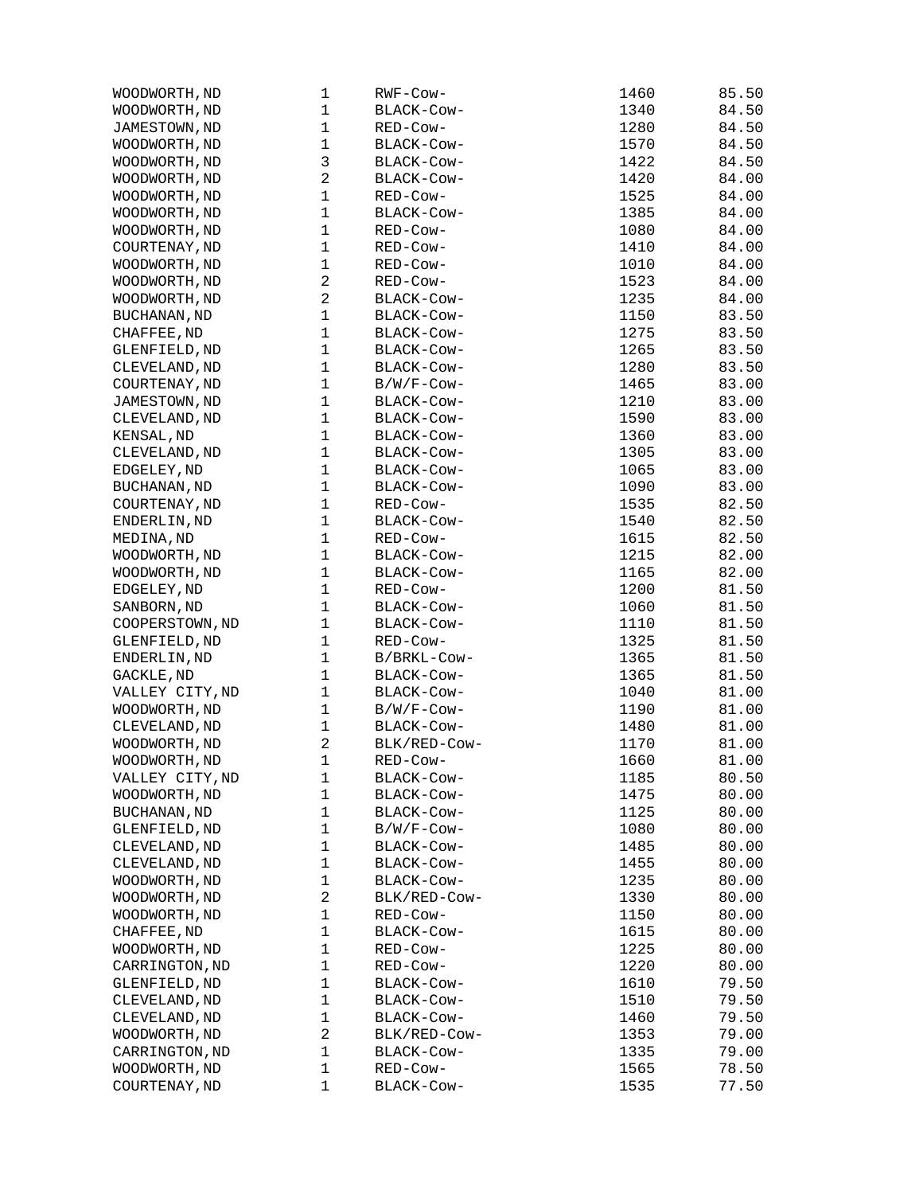| | | | | |
|---|---|---|---|---|
| WOODWORTH,ND | 1 | RWF-Cow- | 1460 | 85.50 |
| WOODWORTH,ND | 1 | BLACK-Cow- | 1340 | 84.50 |
| JAMESTOWN,ND | 1 | RED-Cow- | 1280 | 84.50 |
| WOODWORTH,ND | 1 | BLACK-Cow- | 1570 | 84.50 |
| WOODWORTH,ND | 3 | BLACK-Cow- | 1422 | 84.50 |
| WOODWORTH,ND | 2 | BLACK-Cow- | 1420 | 84.00 |
| WOODWORTH,ND | 1 | RED-Cow- | 1525 | 84.00 |
| WOODWORTH,ND | 1 | BLACK-Cow- | 1385 | 84.00 |
| WOODWORTH,ND | 1 | RED-Cow- | 1080 | 84.00 |
| COURTENAY,ND | 1 | RED-Cow- | 1410 | 84.00 |
| WOODWORTH,ND | 1 | RED-Cow- | 1010 | 84.00 |
| WOODWORTH,ND | 2 | RED-Cow- | 1523 | 84.00 |
| WOODWORTH,ND | 2 | BLACK-Cow- | 1235 | 84.00 |
| BUCHANAN,ND | 1 | BLACK-Cow- | 1150 | 83.50 |
| CHAFFEE,ND | 1 | BLACK-Cow- | 1275 | 83.50 |
| GLENFIELD,ND | 1 | BLACK-Cow- | 1265 | 83.50 |
| CLEVELAND,ND | 1 | BLACK-Cow- | 1280 | 83.50 |
| COURTENAY,ND | 1 | B/W/F-Cow- | 1465 | 83.00 |
| JAMESTOWN,ND | 1 | BLACK-Cow- | 1210 | 83.00 |
| CLEVELAND,ND | 1 | BLACK-Cow- | 1590 | 83.00 |
| KENSAL,ND | 1 | BLACK-Cow- | 1360 | 83.00 |
| CLEVELAND,ND | 1 | BLACK-Cow- | 1305 | 83.00 |
| EDGELEY,ND | 1 | BLACK-Cow- | 1065 | 83.00 |
| BUCHANAN,ND | 1 | BLACK-Cow- | 1090 | 83.00 |
| COURTENAY,ND | 1 | RED-Cow- | 1535 | 82.50 |
| ENDERLIN,ND | 1 | BLACK-Cow- | 1540 | 82.50 |
| MEDINA,ND | 1 | RED-Cow- | 1615 | 82.50 |
| WOODWORTH,ND | 1 | BLACK-Cow- | 1215 | 82.00 |
| WOODWORTH,ND | 1 | BLACK-Cow- | 1165 | 82.00 |
| EDGELEY,ND | 1 | RED-Cow- | 1200 | 81.50 |
| SANBORN,ND | 1 | BLACK-Cow- | 1060 | 81.50 |
| COOPERSTOWN,ND | 1 | BLACK-Cow- | 1110 | 81.50 |
| GLENFIELD,ND | 1 | RED-Cow- | 1325 | 81.50 |
| ENDERLIN,ND | 1 | B/BRKL-Cow- | 1365 | 81.50 |
| GACKLE,ND | 1 | BLACK-Cow- | 1365 | 81.50 |
| VALLEY CITY,ND | 1 | BLACK-Cow- | 1040 | 81.00 |
| WOODWORTH,ND | 1 | B/W/F-Cow- | 1190 | 81.00 |
| CLEVELAND,ND | 1 | BLACK-Cow- | 1480 | 81.00 |
| WOODWORTH,ND | 2 | BLK/RED-Cow- | 1170 | 81.00 |
| WOODWORTH,ND | 1 | RED-Cow- | 1660 | 81.00 |
| VALLEY CITY,ND | 1 | BLACK-Cow- | 1185 | 80.50 |
| WOODWORTH,ND | 1 | BLACK-Cow- | 1475 | 80.00 |
| BUCHANAN,ND | 1 | BLACK-Cow- | 1125 | 80.00 |
| GLENFIELD,ND | 1 | B/W/F-Cow- | 1080 | 80.00 |
| CLEVELAND,ND | 1 | BLACK-Cow- | 1485 | 80.00 |
| CLEVELAND,ND | 1 | BLACK-Cow- | 1455 | 80.00 |
| WOODWORTH,ND | 1 | BLACK-Cow- | 1235 | 80.00 |
| WOODWORTH,ND | 2 | BLK/RED-Cow- | 1330 | 80.00 |
| WOODWORTH,ND | 1 | RED-Cow- | 1150 | 80.00 |
| CHAFFEE,ND | 1 | BLACK-Cow- | 1615 | 80.00 |
| WOODWORTH,ND | 1 | RED-Cow- | 1225 | 80.00 |
| CARRINGTON,ND | 1 | RED-Cow- | 1220 | 80.00 |
| GLENFIELD,ND | 1 | BLACK-Cow- | 1610 | 79.50 |
| CLEVELAND,ND | 1 | BLACK-Cow- | 1510 | 79.50 |
| CLEVELAND,ND | 1 | BLACK-Cow- | 1460 | 79.50 |
| WOODWORTH,ND | 2 | BLK/RED-Cow- | 1353 | 79.00 |
| CARRINGTON,ND | 1 | BLACK-Cow- | 1335 | 79.00 |
| WOODWORTH,ND | 1 | RED-Cow- | 1565 | 78.50 |
| COURTENAY,ND | 1 | BLACK-Cow- | 1535 | 77.50 |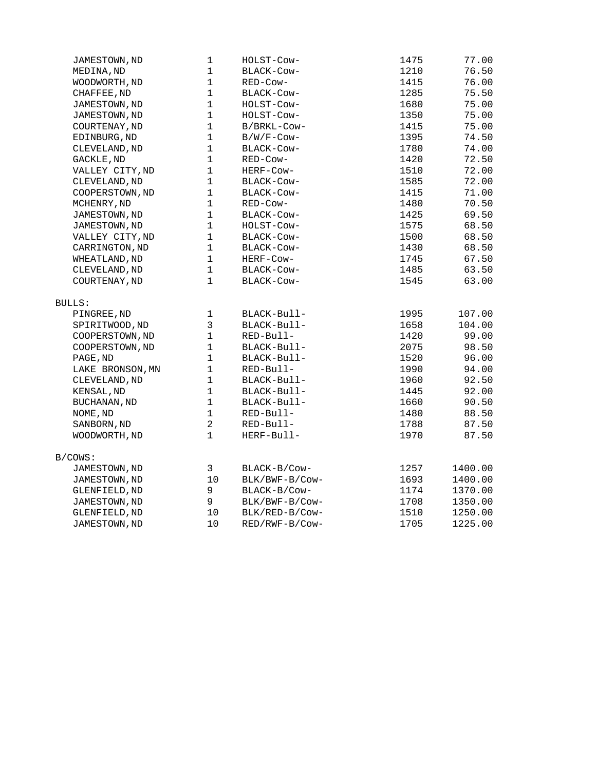| | | | | |
|---|---|---|---|---|
| JAMESTOWN,ND | 1 | HOLST-Cow- | 1475 | 77.00 |
| MEDINA,ND | 1 | BLACK-Cow- | 1210 | 76.50 |
| WOODWORTH,ND | 1 | RED-Cow- | 1415 | 76.00 |
| CHAFFEE,ND | 1 | BLACK-Cow- | 1285 | 75.50 |
| JAMESTOWN,ND | 1 | HOLST-Cow- | 1680 | 75.00 |
| JAMESTOWN,ND | 1 | HOLST-Cow- | 1350 | 75.00 |
| COURTENAY,ND | 1 | B/BRKL-Cow- | 1415 | 75.00 |
| EDINBURG,ND | 1 | B/W/F-Cow- | 1395 | 74.50 |
| CLEVELAND,ND | 1 | BLACK-Cow- | 1780 | 74.00 |
| GACKLE,ND | 1 | RED-Cow- | 1420 | 72.50 |
| VALLEY CITY,ND | 1 | HERF-Cow- | 1510 | 72.00 |
| CLEVELAND,ND | 1 | BLACK-Cow- | 1585 | 72.00 |
| COOPERSTOWN,ND | 1 | BLACK-Cow- | 1415 | 71.00 |
| MCHENRY,ND | 1 | RED-Cow- | 1480 | 70.50 |
| JAMESTOWN,ND | 1 | BLACK-Cow- | 1425 | 69.50 |
| JAMESTOWN,ND | 1 | HOLST-Cow- | 1575 | 68.50 |
| VALLEY CITY,ND | 1 | BLACK-Cow- | 1500 | 68.50 |
| CARRINGTON,ND | 1 | BLACK-Cow- | 1430 | 68.50 |
| WHEATLAND,ND | 1 | HERF-Cow- | 1745 | 67.50 |
| CLEVELAND,ND | 1 | BLACK-Cow- | 1485 | 63.50 |
| COURTENAY,ND | 1 | BLACK-Cow- | 1545 | 63.00 |

BULLS:

| | | | | |
|---|---|---|---|---|
| PINGREE,ND | 1 | BLACK-Bull- | 1995 | 107.00 |
| SPIRITWOOD,ND | 3 | BLACK-Bull- | 1658 | 104.00 |
| COOPERSTOWN,ND | 1 | RED-Bull- | 1420 | 99.00 |
| COOPERSTOWN,ND | 1 | BLACK-Bull- | 2075 | 98.50 |
| PAGE,ND | 1 | BLACK-Bull- | 1520 | 96.00 |
| LAKE BRONSON,MN | 1 | RED-Bull- | 1990 | 94.00 |
| CLEVELAND,ND | 1 | BLACK-Bull- | 1960 | 92.50 |
| KENSAL,ND | 1 | BLACK-Bull- | 1445 | 92.00 |
| BUCHANAN,ND | 1 | BLACK-Bull- | 1660 | 90.50 |
| NOME,ND | 1 | RED-Bull- | 1480 | 88.50 |
| SANBORN,ND | 2 | RED-Bull- | 1788 | 87.50 |
| WOODWORTH,ND | 1 | HERF-Bull- | 1970 | 87.50 |

B/COWS:

| | | | | |
|---|---|---|---|---|
| JAMESTOWN,ND | 3 | BLACK-B/Cow- | 1257 | 1400.00 |
| JAMESTOWN,ND | 10 | BLK/BWF-B/Cow- | 1693 | 1400.00 |
| GLENFIELD,ND | 9 | BLACK-B/Cow- | 1174 | 1370.00 |
| JAMESTOWN,ND | 9 | BLK/BWF-B/Cow- | 1708 | 1350.00 |
| GLENFIELD,ND | 10 | BLK/RED-B/Cow- | 1510 | 1250.00 |
| JAMESTOWN,ND | 10 | RED/RWF-B/Cow- | 1705 | 1225.00 |